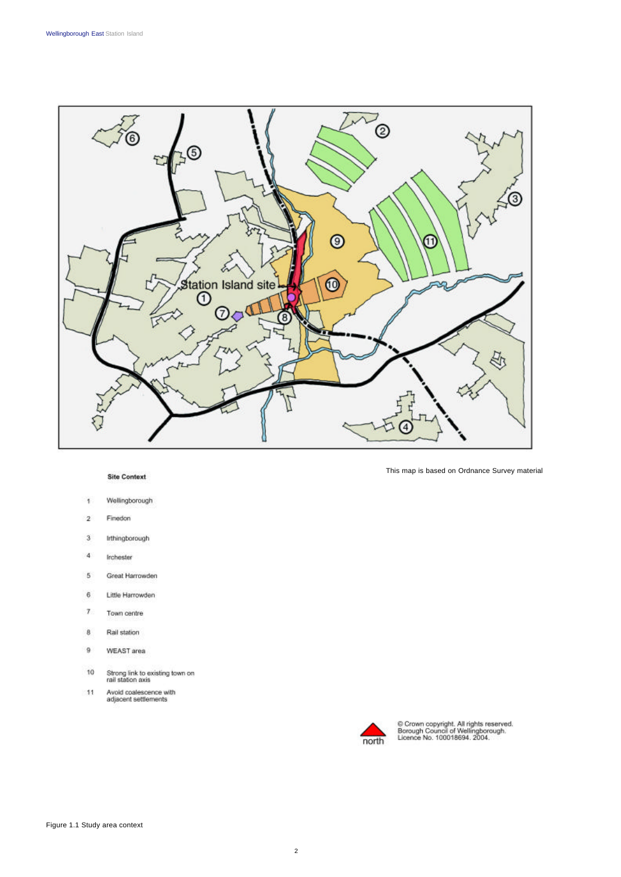Station Island site

This map is based on Ordnance Survey material

**Site Context**

1. Wellingborough
2. Finedon
3. Irthingborough
4. Irchester
5. Great Harrowden
6. Little Harrowden
7. Town centre
8. Rail station
9. WEAST area
10. Strong link to existing town on rail station axis
11. Avoid coalescence with adjacent settlements

north

© Crown copyright. All rights reserved. Borough Council of Wellingborough. Licence No. 100018694. 2004.

Figure 1.1 Study area context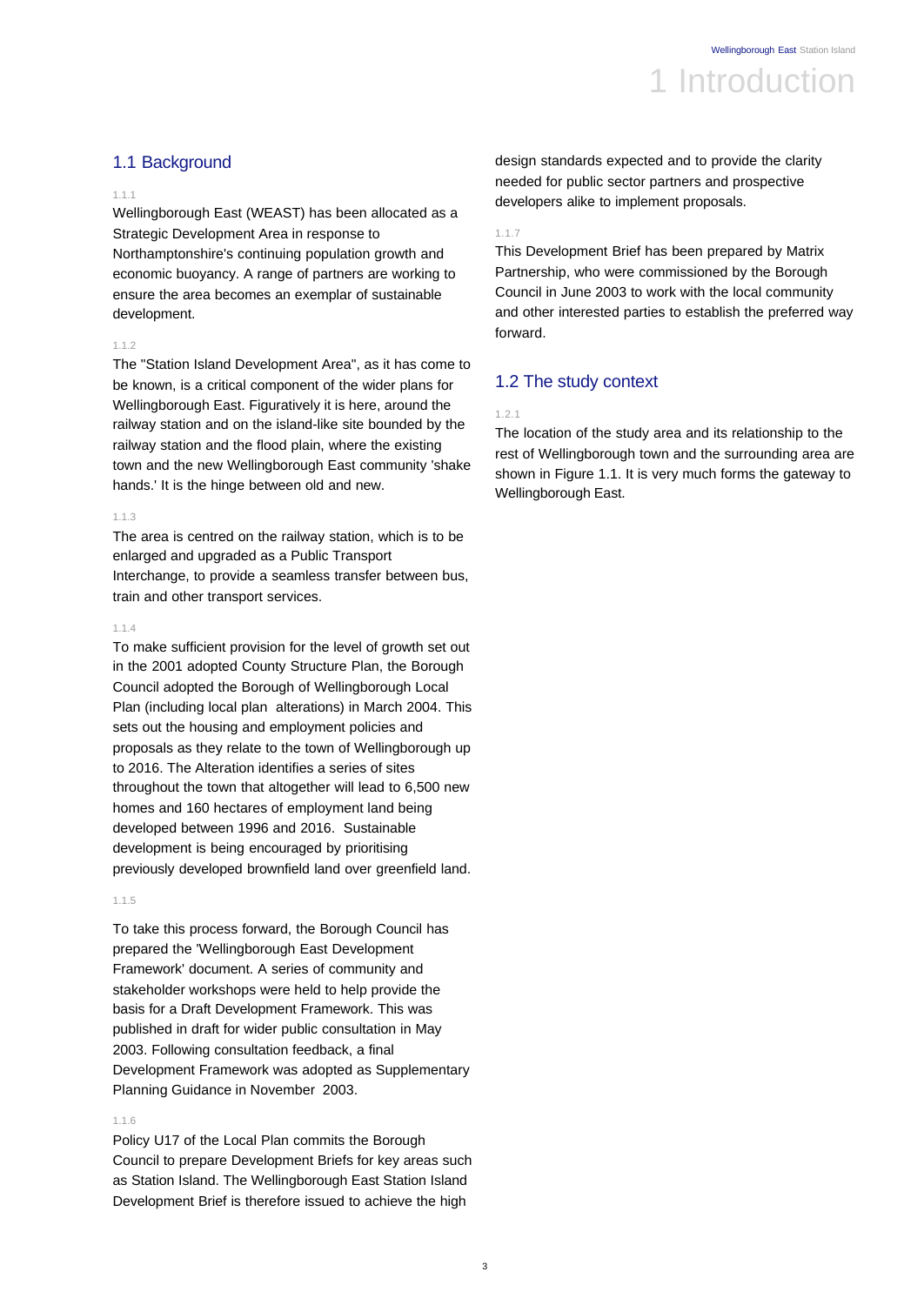# 1 Introduction

## 1.1 Background

1.1.1

Wellingborough East (WEAST) has been allocated as a Strategic Development Area in response to Northamptonshire's continuing population growth and economic buoyancy. A range of partners are working to ensure the area becomes an exemplar of sustainable development.

1.1.2

The "Station Island Development Area", as it has come to be known, is a critical component of the wider plans for Wellingborough East. Figuratively it is here, around the railway station and on the island-like site bounded by the railway station and the flood plain, where the existing town and the new Wellingborough East community 'shake hands.' It is the hinge between old and new.

1.1.3

The area is centred on the railway station, which is to be enlarged and upgraded as a Public Transport Interchange, to provide a seamless transfer between bus, train and other transport services.

1.1.4

To make sufficient provision for the level of growth set out in the 2001 adopted County Structure Plan, the Borough Council adopted the Borough of Wellingborough Local Plan (including local plan alterations) in March 2004. This sets out the housing and employment policies and proposals as they relate to the town of Wellingborough up to 2016. The Alteration identifies a series of sites throughout the town that altogether will lead to 6,500 new homes and 160 hectares of employment land being developed between 1996 and 2016. Sustainable development is being encouraged by prioritising previously developed brownfield land over greenfield land.

1.1.5

To take this process forward, the Borough Council has prepared the 'Wellingborough East Development Framework' document. A series of community and stakeholder workshops were held to help provide the basis for a Draft Development Framework. This was published in draft for wider public consultation in May 2003. Following consultation feedback, a final Development Framework was adopted as Supplementary Planning Guidance in November 2003.

1.1.6

Policy U17 of the Local Plan commits the Borough Council to prepare Development Briefs for key areas such as Station Island. The Wellingborough East Station Island Development Brief is therefore issued to achieve the high design standards expected and to provide the clarity needed for public sector partners and prospective developers alike to implement proposals.

1.1.7

This Development Brief has been prepared by Matrix Partnership, who were commissioned by the Borough Council in June 2003 to work with the local community and other interested parties to establish the preferred way forward.

## 1.2 The study context

1.2.1

The location of the study area and its relationship to the rest of Wellingborough town and the surrounding area are shown in Figure 1.1. It is very much forms the gateway to Wellingborough East.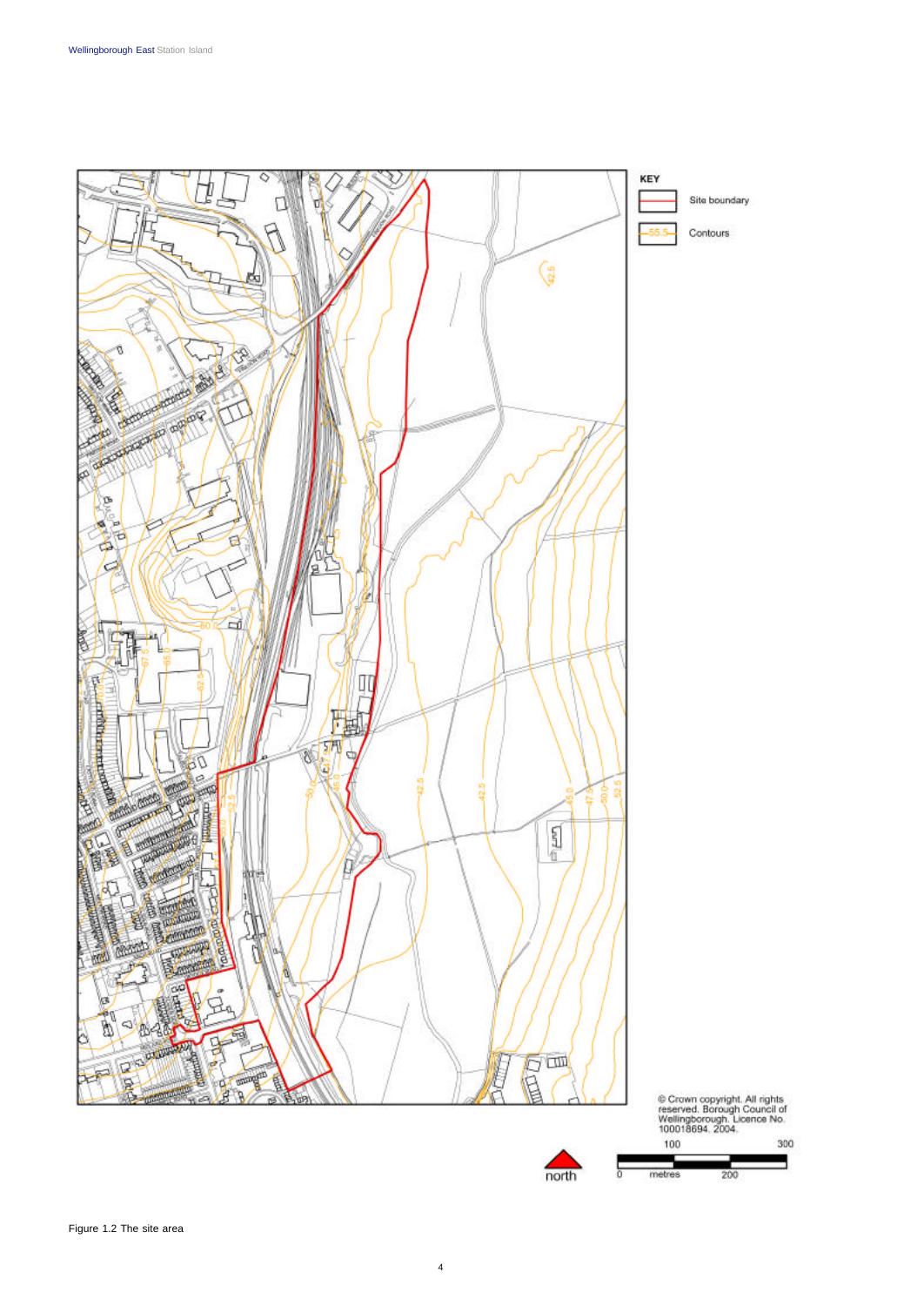**KEY**

- Site boundary
- Contours

© Crown copyright. All rights reserved. Borough Council of Wellingborough. Licence No. 100018694. 2004.

north

0 100 200 300 metres

Figure 1.2 The site area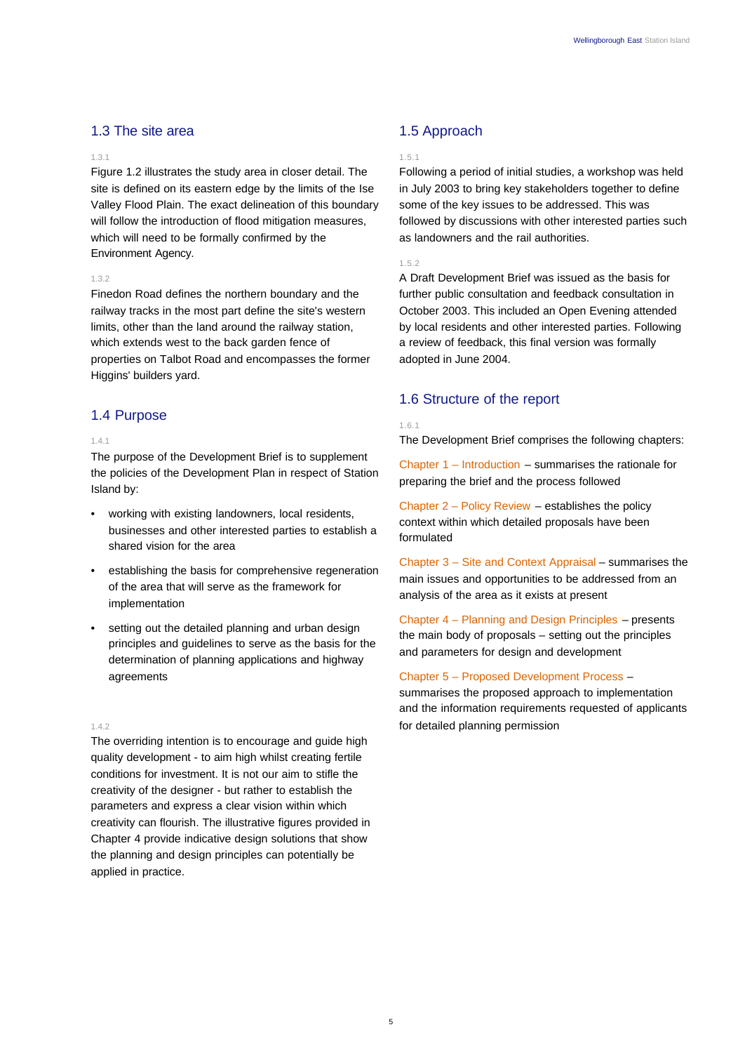## 1.3 The site area

1.3.1

Figure 1.2 illustrates the study area in closer detail. The site is defined on its eastern edge by the limits of the Ise Valley Flood Plain. The exact delineation of this boundary will follow the introduction of flood mitigation measures, which will need to be formally confirmed by the Environment Agency.

1.3.2

Finedon Road defines the northern boundary and the railway tracks in the most part define the site's western limits, other than the land around the railway station, which extends west to the back garden fence of properties on Talbot Road and encompasses the former Higgins' builders yard.

## 1.4 Purpose

1.4.1

The purpose of the Development Brief is to supplement the policies of the Development Plan in respect of Station Island by:

- working with existing landowners, local residents, businesses and other interested parties to establish a shared vision for the area
- establishing the basis for comprehensive regeneration of the area that will serve as the framework for implementation
- setting out the detailed planning and urban design principles and guidelines to serve as the basis for the determination of planning applications and highway agreements

1.4.2

The overriding intention is to encourage and guide high quality development - to aim high whilst creating fertile conditions for investment. It is not our aim to stifle the creativity of the designer - but rather to establish the parameters and express a clear vision within which creativity can flourish. The illustrative figures provided in Chapter 4 provide indicative design solutions that show the planning and design principles can potentially be applied in practice.

## 1.5 Approach

1.5.1

Following a period of initial studies, a workshop was held in July 2003 to bring key stakeholders together to define some of the key issues to be addressed. This was followed by discussions with other interested parties such as landowners and the rail authorities.

1.5.2

A Draft Development Brief was issued as the basis for further public consultation and feedback consultation in October 2003. This included an Open Evening attended by local residents and other interested parties. Following a review of feedback, this final version was formally adopted in June 2004.

## 1.6 Structure of the report

1.6.1

The Development Brief comprises the following chapters:

Chapter 1 – Introduction – summarises the rationale for preparing the brief and the process followed

Chapter 2 – Policy Review – establishes the policy context within which detailed proposals have been formulated

Chapter 3 – Site and Context Appraisal – summarises the main issues and opportunities to be addressed from an analysis of the area as it exists at present

Chapter 4 – Planning and Design Principles – presents the main body of proposals – setting out the principles and parameters for design and development

Chapter 5 – Proposed Development Process – summarises the proposed approach to implementation and the information requirements requested of applicants for detailed planning permission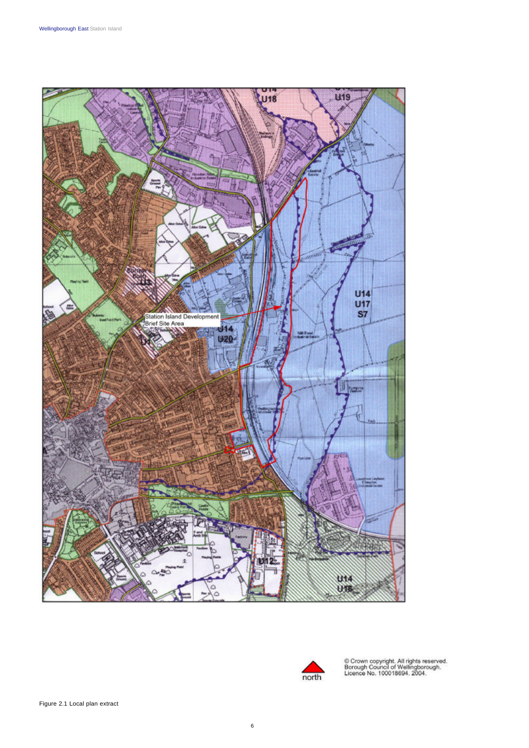U14
U18
U19
U14
U17
S7
Station Island Development Brief Site Area
U14
U20
U3
U1
U12
U14
U16

north

© Crown copyright. All rights reserved.
Borough Council of Wellingborough.
Licence No. 100018694. 2004.

Figure 2.1 Local plan extract